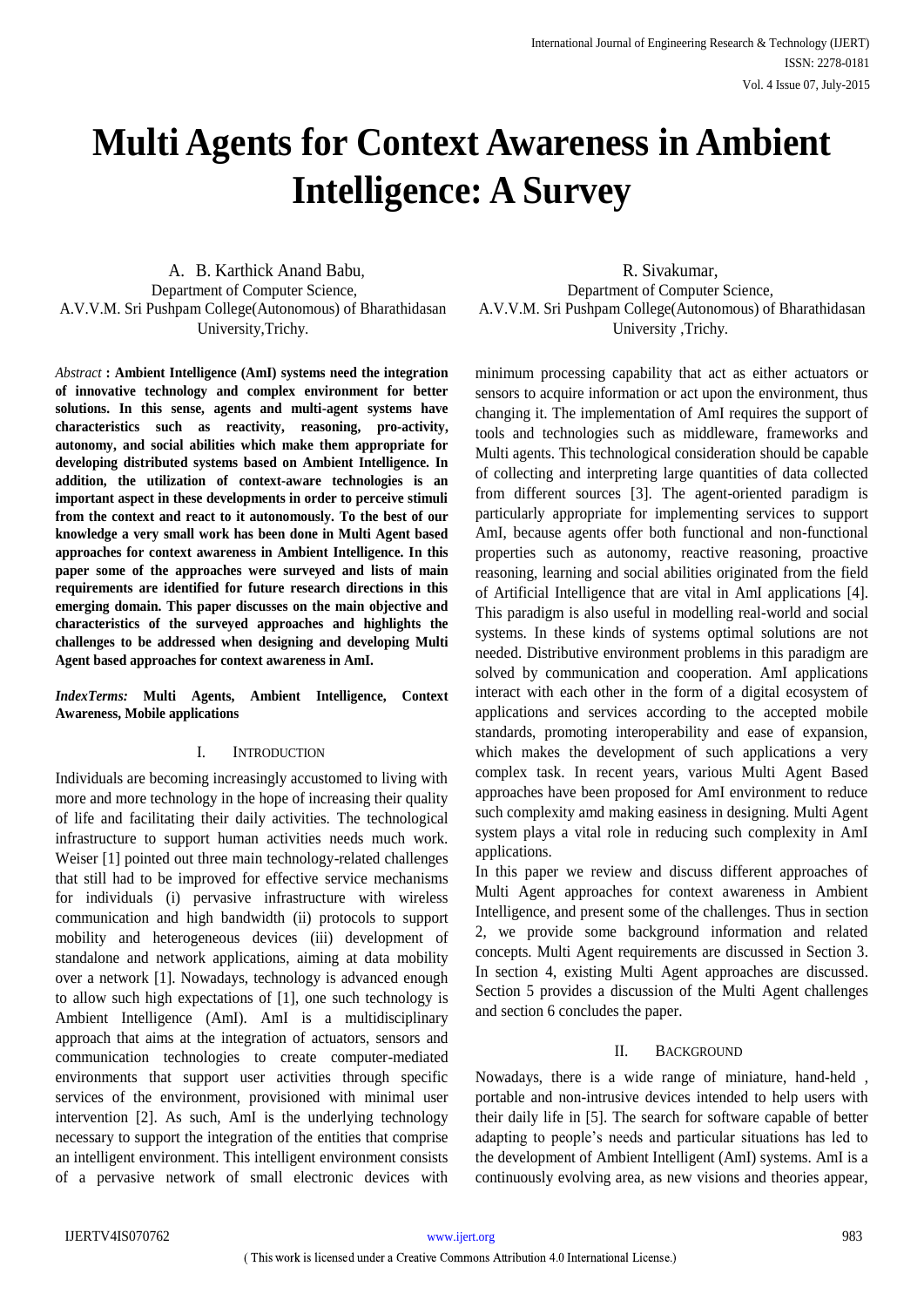# Multi Agents for Context Awareness in Ambient Intelligence: A Survey

A. B. Karthick Anand Babu,
Department of Computer Science,
A.V.V.M. Sri Pushpam College(Autonomous) of Bharathidasan University,Trichy.

R. Sivakumar,
Department of Computer Science,
A.V.V.M. Sri Pushpam College(Autonomous) of Bharathidasan University ,Trichy.

*Abstract* **: Ambient Intelligence (AmI) systems need the integration of innovative technology and complex environment for better solutions. In this sense, agents and multi-agent systems have characteristics such as reactivity, reasoning, pro-activity, autonomy, and social abilities which make them appropriate for developing distributed systems based on Ambient Intelligence. In addition, the utilization of context-aware technologies is an important aspect in these developments in order to perceive stimuli from the context and react to it autonomously. To the best of our knowledge a very small work has been done in Multi Agent based approaches for context awareness in Ambient Intelligence. In this paper some of the approaches were surveyed and lists of main requirements are identified for future research directions in this emerging domain. This paper discusses on the main objective and characteristics of the surveyed approaches and highlights the challenges to be addressed when designing and developing Multi Agent based approaches for context awareness in AmI.**

*IndexTerms:* **Multi Agents, Ambient Intelligence, Context Awareness, Mobile applications**

## I. INTRODUCTION

Individuals are becoming increasingly accustomed to living with more and more technology in the hope of increasing their quality of life and facilitating their daily activities. The technological infrastructure to support human activities needs much work. Weiser [1] pointed out three main technology-related challenges that still had to be improved for effective service mechanisms for individuals (i) pervasive infrastructure with wireless communication and high bandwidth (ii) protocols to support mobility and heterogeneous devices (iii) development of standalone and network applications, aiming at data mobility over a network [1]. Nowadays, technology is advanced enough to allow such high expectations of [1], one such technology is Ambient Intelligence (AmI). AmI is a multidisciplinary approach that aims at the integration of actuators, sensors and communication technologies to create computer-mediated environments that support user activities through specific services of the environment, provisioned with minimal user intervention [2]. As such, AmI is the underlying technology necessary to support the integration of the entities that comprise an intelligent environment. This intelligent environment consists of a pervasive network of small electronic devices with minimum processing capability that act as either actuators or sensors to acquire information or act upon the environment, thus changing it. The implementation of AmI requires the support of tools and technologies such as middleware, frameworks and Multi agents. This technological consideration should be capable of collecting and interpreting large quantities of data collected from different sources [3]. The agent-oriented paradigm is particularly appropriate for implementing services to support AmI, because agents offer both functional and non-functional properties such as autonomy, reactive reasoning, proactive reasoning, learning and social abilities originated from the field of Artificial Intelligence that are vital in AmI applications [4]. This paradigm is also useful in modelling real-world and social systems. In these kinds of systems optimal solutions are not needed. Distributive environment problems in this paradigm are solved by communication and cooperation. AmI applications interact with each other in the form of a digital ecosystem of applications and services according to the accepted mobile standards, promoting interoperability and ease of expansion, which makes the development of such applications a very complex task. In recent years, various Multi Agent Based approaches have been proposed for AmI environment to reduce such complexity amd making easiness in designing. Multi Agent system plays a vital role in reducing such complexity in AmI applications.

In this paper we review and discuss different approaches of Multi Agent approaches for context awareness in Ambient Intelligence, and present some of the challenges. Thus in section 2, we provide some background information and related concepts. Multi Agent requirements are discussed in Section 3. In section 4, existing Multi Agent approaches are discussed. Section 5 provides a discussion of the Multi Agent challenges and section 6 concludes the paper.

## II. BACKGROUND

Nowadays, there is a wide range of miniature, hand-held , portable and non-intrusive devices intended to help users with their daily life in [5]. The search for software capable of better adapting to people's needs and particular situations has led to the development of Ambient Intelligent (AmI) systems. AmI is a continuously evolving area, as new visions and theories appear,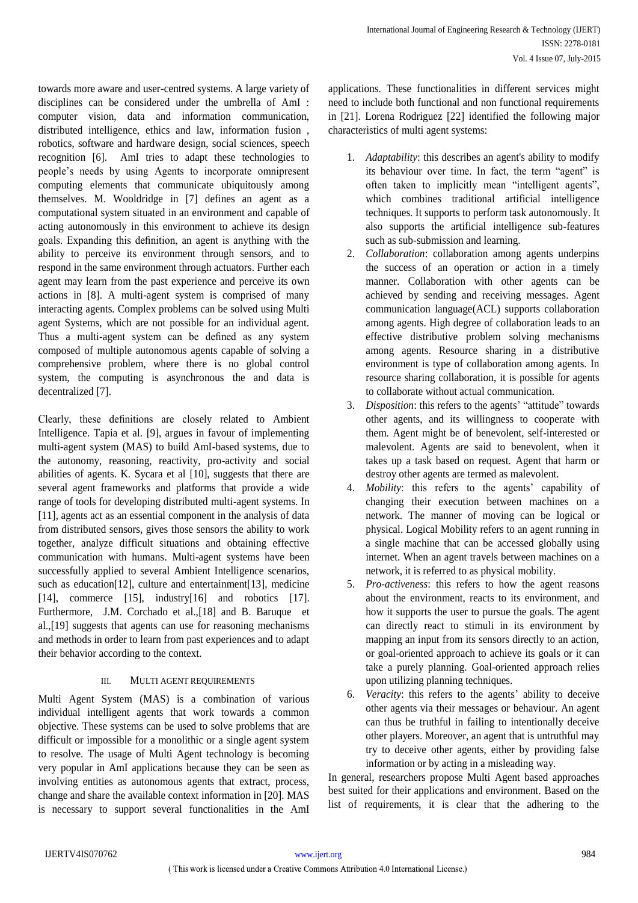towards more aware and user-centred systems. A large variety of disciplines can be considered under the umbrella of AmI : computer vision, data and information communication, distributed intelligence, ethics and law, information fusion , robotics, software and hardware design, social sciences, speech recognition [6]. AmI tries to adapt these technologies to people's needs by using Agents to incorporate omnipresent computing elements that communicate ubiquitously among themselves. M. Wooldridge in [7] defines an agent as a computational system situated in an environment and capable of acting autonomously in this environment to achieve its design goals. Expanding this definition, an agent is anything with the ability to perceive its environment through sensors, and to respond in the same environment through actuators. Further each agent may learn from the past experience and perceive its own actions in [8]. A multi-agent system is comprised of many interacting agents. Complex problems can be solved using Multi agent Systems, which are not possible for an individual agent. Thus a multi-agent system can be defined as any system composed of multiple autonomous agents capable of solving a comprehensive problem, where there is no global control system, the computing is asynchronous the and data is decentralized [7].

Clearly, these definitions are closely related to Ambient Intelligence. Tapia et al. [9], argues in favour of implementing multi-agent system (MAS) to build AmI-based systems, due to the autonomy, reasoning, reactivity, pro-activity and social abilities of agents. K. Sycara et al [10], suggests that there are several agent frameworks and platforms that provide a wide range of tools for developing distributed multi-agent systems. In [11], agents act as an essential component in the analysis of data from distributed sensors, gives those sensors the ability to work together, analyze difficult situations and obtaining effective communication with humans. Multi-agent systems have been successfully applied to several Ambient Intelligence scenarios, such as education[12], culture and entertainment[13], medicine [14], commerce [15], industry[16] and robotics [17]. Furthermore, J.M. Corchado et al.,[18] and B. Baruque et al.,[19] suggests that agents can use for reasoning mechanisms and methods in order to learn from past experiences and to adapt their behavior according to the context.

## III. MULTI AGENT REQUIREMENTS

Multi Agent System (MAS) is a combination of various individual intelligent agents that work towards a common objective. These systems can be used to solve problems that are difficult or impossible for a monolithic or a single agent system to resolve. The usage of Multi Agent technology is becoming very popular in AmI applications because they can be seen as involving entities as autonomous agents that extract, process, change and share the available context information in [20]. MAS is necessary to support several functionalities in the AmI applications. These functionalities in different services might need to include both functional and non functional requirements in [21]. Lorena Rodriguez [22] identified the following major characteristics of multi agent systems:

1. *Adaptability*: this describes an agent's ability to modify its behaviour over time. In fact, the term "agent" is often taken to implicitly mean "intelligent agents", which combines traditional artificial intelligence techniques. It supports to perform task autonomously. It also supports the artificial intelligence sub-features such as sub-submission and learning.
2. *Collaboration*: collaboration among agents underpins the success of an operation or action in a timely manner. Collaboration with other agents can be achieved by sending and receiving messages. Agent communication language(ACL) supports collaboration among agents. High degree of collaboration leads to an effective distributive problem solving mechanisms among agents. Resource sharing in a distributive environment is type of collaboration among agents. In resource sharing collaboration, it is possible for agents to collaborate without actual communication.
3. *Disposition*: this refers to the agents' "attitude" towards other agents, and its willingness to cooperate with them. Agent might be of benevolent, self-interested or malevolent. Agents are said to benevolent, when it takes up a task based on request. Agent that harm or destroy other agents are termed as malevolent.
4. *Mobility*: this refers to the agents' capability of changing their execution between machines on a network. The manner of moving can be logical or physical. Logical Mobility refers to an agent running in a single machine that can be accessed globally using internet. When an agent travels between machines on a network, it is referred to as physical mobility.
5. *Pro-activeness*: this refers to how the agent reasons about the environment, reacts to its environment, and how it supports the user to pursue the goals. The agent can directly react to stimuli in its environment by mapping an input from its sensors directly to an action, or goal-oriented approach to achieve its goals or it can take a purely planning. Goal-oriented approach relies upon utilizing planning techniques.
6. *Veracity*: this refers to the agents' ability to deceive other agents via their messages or behaviour. An agent can thus be truthful in failing to intentionally deceive other players. Moreover, an agent that is untruthful may try to deceive other agents, either by providing false information or by acting in a misleading way.

In general, researchers propose Multi Agent based approaches best suited for their applications and environment. Based on the list of requirements, it is clear that the adhering to the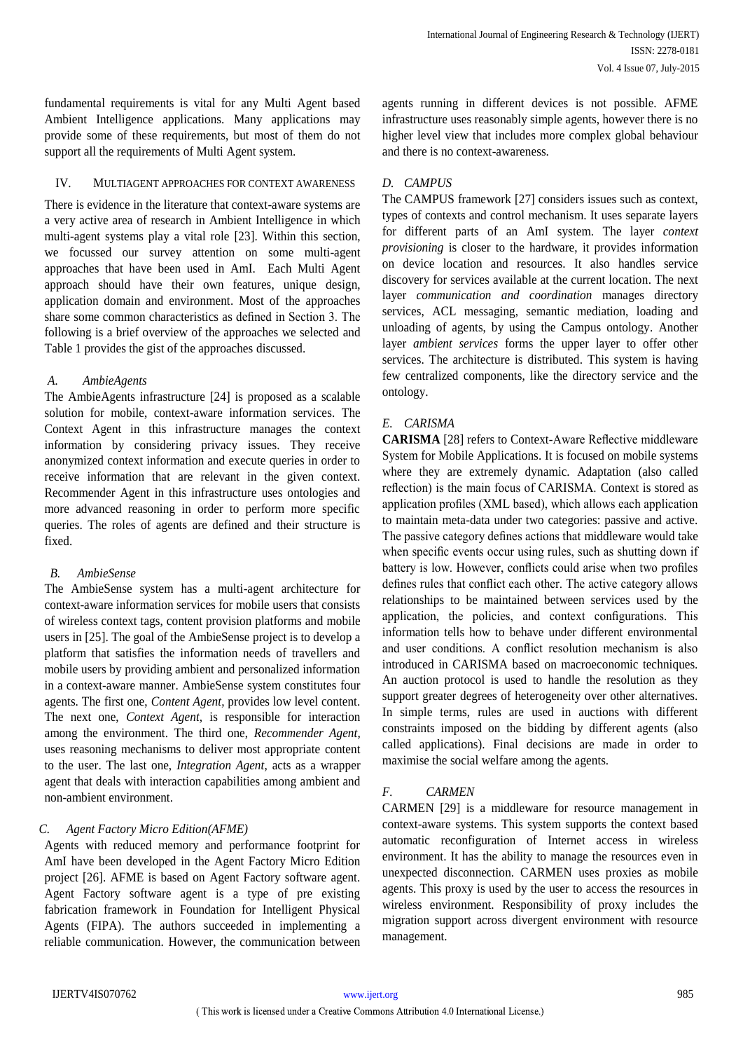fundamental requirements is vital for any Multi Agent based Ambient Intelligence applications. Many applications may provide some of these requirements, but most of them do not support all the requirements of Multi Agent system.

## IV. MULTIAGENT APPROACHES FOR CONTEXT AWARENESS

There is evidence in the literature that context-aware systems are a very active area of research in Ambient Intelligence in which multi-agent systems play a vital role [23]. Within this section, we focussed our survey attention on some multi-agent approaches that have been used in AmI. Each Multi Agent approach should have their own features, unique design, application domain and environment. Most of the approaches share some common characteristics as defined in Section 3. The following is a brief overview of the approaches we selected and Table 1 provides the gist of the approaches discussed.

### *A. AmbieAgents*

The AmbieAgents infrastructure [24] is proposed as a scalable solution for mobile, context-aware information services. The Context Agent in this infrastructure manages the context information by considering privacy issues. They receive anonymized context information and execute queries in order to receive information that are relevant in the given context. Recommender Agent in this infrastructure uses ontologies and more advanced reasoning in order to perform more specific queries. The roles of agents are defined and their structure is fixed.

### *B. AmbieSense*

The AmbieSense system has a multi-agent architecture for context-aware information services for mobile users that consists of wireless context tags, content provision platforms and mobile users in [25]. The goal of the AmbieSense project is to develop a platform that satisfies the information needs of travellers and mobile users by providing ambient and personalized information in a context-aware manner. AmbieSense system constitutes four agents. The first one, *Content Agent*, provides low level content. The next one, *Context Agent*, is responsible for interaction among the environment. The third one, *Recommender Agent,* uses reasoning mechanisms to deliver most appropriate content to the user. The last one, *Integration Agent,* acts as a wrapper agent that deals with interaction capabilities among ambient and non-ambient environment.

### *C. Agent Factory Micro Edition(AFME)*

Agents with reduced memory and performance footprint for AmI have been developed in the Agent Factory Micro Edition project [26]. AFME is based on Agent Factory software agent. Agent Factory software agent is a type of pre existing fabrication framework in Foundation for Intelligent Physical Agents (FIPA). The authors succeeded in implementing a reliable communication. However, the communication between agents running in different devices is not possible. AFME infrastructure uses reasonably simple agents, however there is no higher level view that includes more complex global behaviour and there is no context-awareness.

### *D. CAMPUS*

The CAMPUS framework [27] considers issues such as context, types of contexts and control mechanism. It uses separate layers for different parts of an AmI system. The layer *context provisioning* is closer to the hardware, it provides information on device location and resources. It also handles service discovery for services available at the current location. The next layer *communication and coordination* manages directory services, ACL messaging, semantic mediation, loading and unloading of agents, by using the Campus ontology. Another layer *ambient services* forms the upper layer to offer other services. The architecture is distributed. This system is having few centralized components, like the directory service and the ontology.

### *E. CARISMA*

**CARISMA** [28] refers to Context-Aware Reflective middleware System for Mobile Applications. It is focused on mobile systems where they are extremely dynamic. Adaptation (also called reflection) is the main focus of CARISMA. Context is stored as application profiles (XML based), which allows each application to maintain meta-data under two categories: passive and active. The passive category defines actions that middleware would take when specific events occur using rules, such as shutting down if battery is low. However, conflicts could arise when two profiles defines rules that conflict each other. The active category allows relationships to be maintained between services used by the application, the policies, and context configurations. This information tells how to behave under different environmental and user conditions. A conflict resolution mechanism is also introduced in CARISMA based on macroeconomic techniques. An auction protocol is used to handle the resolution as they support greater degrees of heterogeneity over other alternatives. In simple terms, rules are used in auctions with different constraints imposed on the bidding by different agents (also called applications). Final decisions are made in order to maximise the social welfare among the agents.

### *F. CARMEN*

CARMEN [29] is a middleware for resource management in context-aware systems. This system supports the context based automatic reconfiguration of Internet access in wireless environment. It has the ability to manage the resources even in unexpected disconnection. CARMEN uses proxies as mobile agents. This proxy is used by the user to access the resources in wireless environment. Responsibility of proxy includes the migration support across divergent environment with resource management.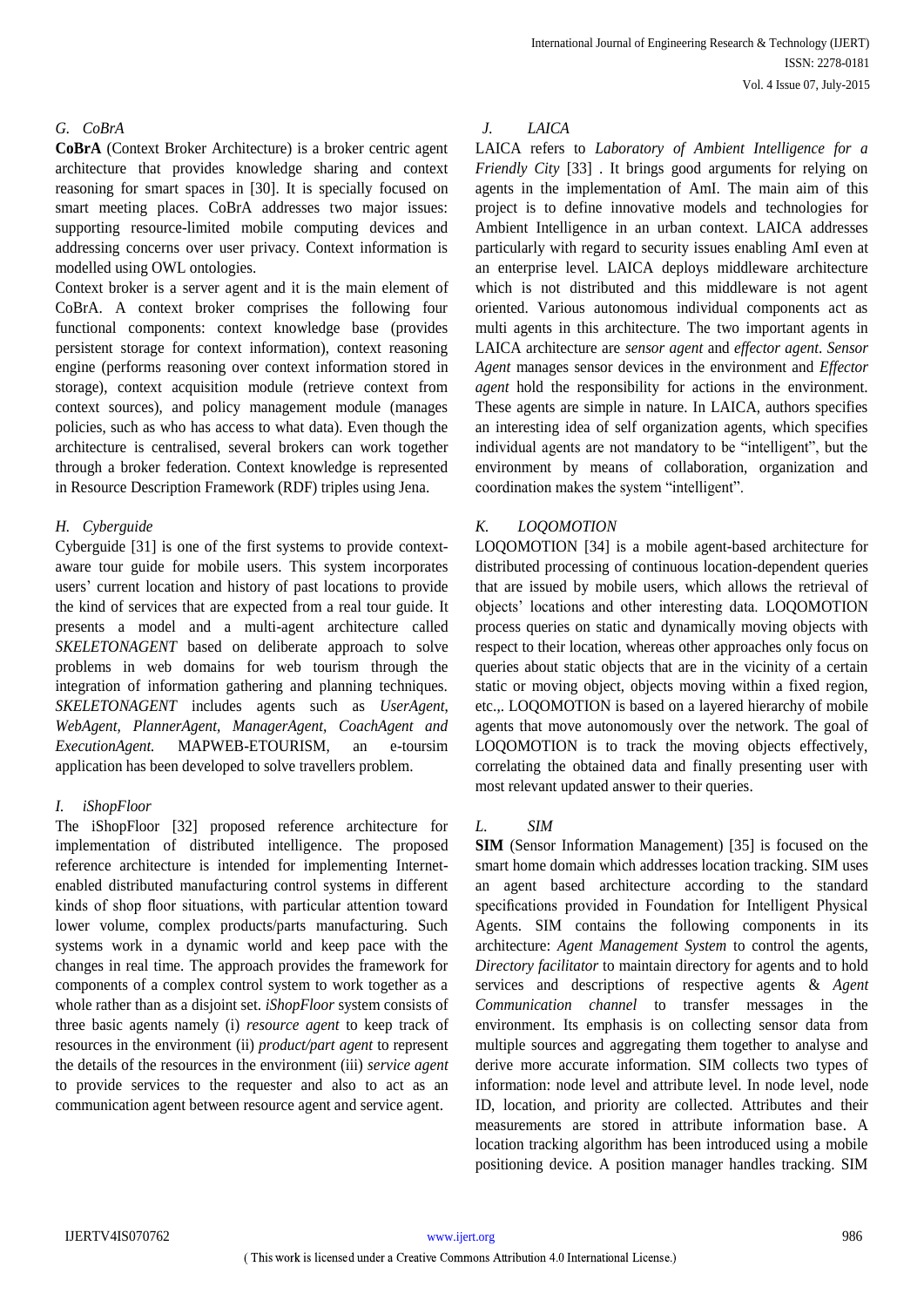### G. CoBrA

**CoBrA** (Context Broker Architecture) is a broker centric agent architecture that provides knowledge sharing and context reasoning for smart spaces in [30]. It is specially focused on smart meeting places. CoBrA addresses two major issues: supporting resource-limited mobile computing devices and addressing concerns over user privacy. Context information is modelled using OWL ontologies.

Context broker is a server agent and it is the main element of CoBrA. A context broker comprises the following four functional components: context knowledge base (provides persistent storage for context information), context reasoning engine (performs reasoning over context information stored in storage), context acquisition module (retrieve context from context sources), and policy management module (manages policies, such as who has access to what data). Even though the architecture is centralised, several brokers can work together through a broker federation. Context knowledge is represented in Resource Description Framework (RDF) triples using Jena.

### H. Cyberguide

Cyberguide [31] is one of the first systems to provide context-aware tour guide for mobile users. This system incorporates users' current location and history of past locations to provide the kind of services that are expected from a real tour guide. It presents a model and a multi-agent architecture called *SKELETONAGENT* based on deliberate approach to solve problems in web domains for web tourism through the integration of information gathering and planning techniques. *SKELETONAGENT* includes agents such as *UserAgent, WebAgent, PlannerAgent, ManagerAgent, CoachAgent and ExecutionAgent.* MAPWEB-ETOURISM, an e-toursim application has been developed to solve travellers problem.

### I. iShopFloor

The iShopFloor [32] proposed reference architecture for implementation of distributed intelligence. The proposed reference architecture is intended for implementing Internet-enabled distributed manufacturing control systems in different kinds of shop floor situations, with particular attention toward lower volume, complex products/parts manufacturing. Such systems work in a dynamic world and keep pace with the changes in real time. The approach provides the framework for components of a complex control system to work together as a whole rather than as a disjoint set. *iShopFloor* system consists of three basic agents namely (i) *resource agent* to keep track of resources in the environment (ii) *product/part agent* to represent the details of the resources in the environment (iii) *service agent* to provide services to the requester and also to act as an communication agent between resource agent and service agent.

### J. LAICA

LAICA refers to *Laboratory of Ambient Intelligence for a Friendly City* [33] . It brings good arguments for relying on agents in the implementation of AmI. The main aim of this project is to define innovative models and technologies for Ambient Intelligence in an urban context. LAICA addresses particularly with regard to security issues enabling AmI even at an enterprise level. LAICA deploys middleware architecture which is not distributed and this middleware is not agent oriented. Various autonomous individual components act as multi agents in this architecture. The two important agents in LAICA architecture are *sensor agent* and *effector agent*. *Sensor Agent* manages sensor devices in the environment and *Effector agent* hold the responsibility for actions in the environment. These agents are simple in nature. In LAICA, authors specifies an interesting idea of self organization agents, which specifies individual agents are not mandatory to be "intelligent", but the environment by means of collaboration, organization and coordination makes the system "intelligent".

### K. LOQOMOTION

LOQOMOTION [34] is a mobile agent-based architecture for distributed processing of continuous location-dependent queries that are issued by mobile users, which allows the retrieval of objects' locations and other interesting data. LOQOMOTION process queries on static and dynamically moving objects with respect to their location, whereas other approaches only focus on queries about static objects that are in the vicinity of a certain static or moving object, objects moving within a fixed region, etc.,. LOQOMOTION is based on a layered hierarchy of mobile agents that move autonomously over the network. The goal of LOQOMOTION is to track the moving objects effectively, correlating the obtained data and finally presenting user with most relevant updated answer to their queries.

### L. SIM

**SIM** (Sensor Information Management) [35] is focused on the smart home domain which addresses location tracking. SIM uses an agent based architecture according to the standard specifications provided in Foundation for Intelligent Physical Agents. SIM contains the following components in its architecture: *Agent Management System* to control the agents, *Directory facilitator* to maintain directory for agents and to hold services and descriptions of respective agents & *Agent Communication channel* to transfer messages in the environment. Its emphasis is on collecting sensor data from multiple sources and aggregating them together to analyse and derive more accurate information. SIM collects two types of information: node level and attribute level. In node level, node ID, location, and priority are collected. Attributes and their measurements are stored in attribute information base. A location tracking algorithm has been introduced using a mobile positioning device. A position manager handles tracking. SIM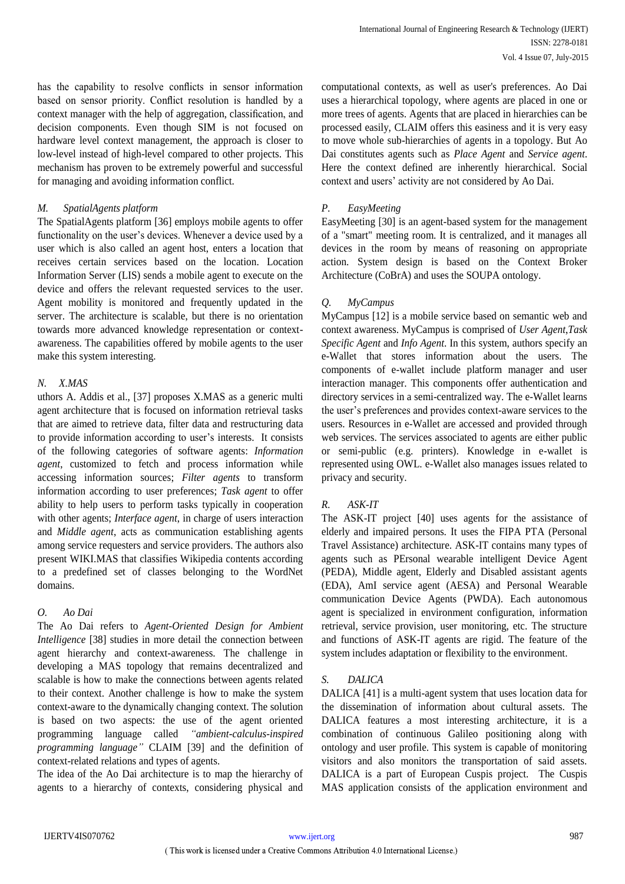has the capability to resolve conflicts in sensor information based on sensor priority. Conflict resolution is handled by a context manager with the help of aggregation, classification, and decision components. Even though SIM is not focused on hardware level context management, the approach is closer to low-level instead of high-level compared to other projects. This mechanism has proven to be extremely powerful and successful for managing and avoiding information conflict.

### *M. SpatialAgents platform*

The SpatialAgents platform [36] employs mobile agents to offer functionality on the user's devices. Whenever a device used by a user which is also called an agent host, enters a location that receives certain services based on the location. Location Information Server (LIS) sends a mobile agent to execute on the device and offers the relevant requested services to the user. Agent mobility is monitored and frequently updated in the server. The architecture is scalable, but there is no orientation towards more advanced knowledge representation or context-awareness. The capabilities offered by mobile agents to the user make this system interesting.

### *N. X.MAS*

uthors A. Addis et al., [37] proposes X.MAS as a generic multi agent architecture that is focused on information retrieval tasks that are aimed to retrieve data, filter data and restructuring data to provide information according to user's interests. It consists of the following categories of software agents: *Information agent*, customized to fetch and process information while accessing information sources; *Filter agents* to transform information according to user preferences; *Task agent* to offer ability to help users to perform tasks typically in cooperation with other agents; *Interface agent*, in charge of users interaction and *Middle agent*, acts as communication establishing agents among service requesters and service providers. The authors also present WIKI.MAS that classifies Wikipedia contents according to a predefined set of classes belonging to the WordNet domains.

### *O. Ao Dai*

The Ao Dai refers to *Agent-Oriented Design for Ambient Intelligence* [38] studies in more detail the connection between agent hierarchy and context-awareness. The challenge in developing a MAS topology that remains decentralized and scalable is how to make the connections between agents related to their context. Another challenge is how to make the system context-aware to the dynamically changing context. The solution is based on two aspects: the use of the agent oriented programming language called *"ambient-calculus-inspired programming language"* CLAIM [39] and the definition of context-related relations and types of agents.

The idea of the Ao Dai architecture is to map the hierarchy of agents to a hierarchy of contexts, considering physical and computational contexts, as well as user's preferences. Ao Dai uses a hierarchical topology, where agents are placed in one or more trees of agents. Agents that are placed in hierarchies can be processed easily, CLAIM offers this easiness and it is very easy to move whole sub-hierarchies of agents in a topology. But Ao Dai constitutes agents such as *Place Agent* and *Service agent*. Here the context defined are inherently hierarchical. Social context and users' activity are not considered by Ao Dai.

### *P. EasyMeeting*

EasyMeeting [30] is an agent-based system for the management of a "smart" meeting room. It is centralized, and it manages all devices in the room by means of reasoning on appropriate action. System design is based on the Context Broker Architecture (CoBrA) and uses the SOUPA ontology.

### *Q. MyCampus*

MyCampus [12] is a mobile service based on semantic web and context awareness. MyCampus is comprised of *User Agent*,*Task Specific Agent* and *Info Agent*. In this system, authors specify an e-Wallet that stores information about the users. The components of e-wallet include platform manager and user interaction manager. This components offer authentication and directory services in a semi-centralized way. The e-Wallet learns the user's preferences and provides context-aware services to the users. Resources in e-Wallet are accessed and provided through web services. The services associated to agents are either public or semi-public (e.g. printers). Knowledge in e-wallet is represented using OWL. e-Wallet also manages issues related to privacy and security.

### *R. ASK-IT*

The ASK-IT project [40] uses agents for the assistance of elderly and impaired persons. It uses the FIPA PTA (Personal Travel Assistance) architecture. ASK-IT contains many types of agents such as PErsonal wearable intelligent Device Agent (PEDA), Middle agent, Elderly and Disabled assistant agents (EDA), AmI service agent (AESA) and Personal Wearable communication Device Agents (PWDA). Each autonomous agent is specialized in environment configuration, information retrieval, service provision, user monitoring, etc. The structure and functions of ASK-IT agents are rigid. The feature of the system includes adaptation or flexibility to the environment.

### *S. DALICA*

DALICA [41] is a multi-agent system that uses location data for the dissemination of information about cultural assets. The DALICA features a most interesting architecture, it is a combination of continuous Galileo positioning along with ontology and user profile. This system is capable of monitoring visitors and also monitors the transportation of said assets. DALICA is a part of European Cuspis project. The Cuspis MAS application consists of the application environment and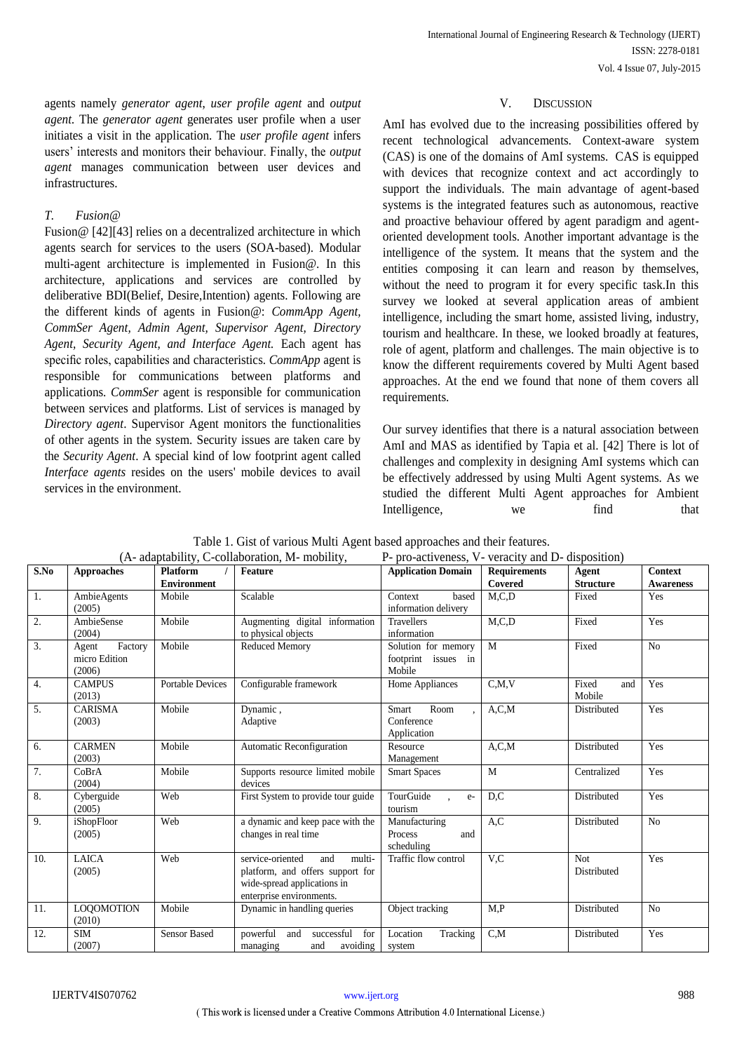agents namely *generator agent, user profile agent* and *output agent.* The *generator agent* generates user profile when a user initiates a visit in the application. The *user profile agent* infers users' interests and monitors their behaviour. Finally, the *output agent* manages communication between user devices and infrastructures.

### *T. Fusion@*

Fusion@ [42][43] relies on a decentralized architecture in which agents search for services to the users (SOA-based). Modular multi-agent architecture is implemented in Fusion@. In this architecture, applications and services are controlled by deliberative BDI(Belief, Desire,Intention) agents. Following are the different kinds of agents in Fusion@: *CommApp Agent, CommSer Agent, Admin Agent, Supervisor Agent, Directory Agent, Security Agent, and Interface Agent.* Each agent has specific roles, capabilities and characteristics. *CommApp* agent is responsible for communications between platforms and applications. *CommSer* agent is responsible for communication between services and platforms. List of services is managed by *Directory agent*. Supervisor Agent monitors the functionalities of other agents in the system. Security issues are taken care by the *Security Agent*. A special kind of low footprint agent called *Interface agents* resides on the users' mobile devices to avail services in the environment.

## V. DISCUSSION

AmI has evolved due to the increasing possibilities offered by recent technological advancements. Context-aware system (CAS) is one of the domains of AmI systems. CAS is equipped with devices that recognize context and act accordingly to support the individuals. The main advantage of agent-based systems is the integrated features such as autonomous, reactive and proactive behaviour offered by agent paradigm and agent-oriented development tools. Another important advantage is the intelligence of the system. It means that the system and the entities composing it can learn and reason by themselves, without the need to program it for every specific task.In this survey we looked at several application areas of ambient intelligence, including the smart home, assisted living, industry, tourism and healthcare. In these, we looked broadly at features, role of agent, platform and challenges. The main objective is to know the different requirements covered by Multi Agent based approaches. At the end we found that none of them covers all requirements.

Our survey identifies that there is a natural association between AmI and MAS as identified by Tapia et al. [42] There is lot of challenges and complexity in designing AmI systems which can be effectively addressed by using Multi Agent systems. As we studied the different Multi Agent approaches for Ambient Intelligence, we find that

Table 1. Gist of various Multi Agent based approaches and their features.
(A- adaptability, C-collaboration, M- mobility, P- pro-activeness, V- veracity and D- disposition)

| S.No | Approaches | Platform / Environment | Feature | Application Domain | Requirements Covered | Agent Structure | Context Awareness |
|---|---|---|---|---|---|---|---|
| 1. | AmbieAgents (2005) | Mobile | Scalable | Context based information delivery | M,C,D | Fixed | Yes |
| 2. | AmbieSense (2004) | Mobile | Augmenting digital information to physical objects | Travellers information | M,C,D | Fixed | Yes |
| 3. | Agent Factory micro Edition (2006) | Mobile | Reduced Memory | Solution for memory footprint issues in Mobile | M | Fixed | No |
| 4. | CAMPUS (2013) | Portable Devices | Configurable framework | Home Appliances | C,M,V | Fixed and Mobile | Yes |
| 5. | CARISMA (2003) | Mobile | Dynamic , Adaptive | Smart Room , Conference Application | A,C,M | Distributed | Yes |
| 6. | CARMEN (2003) | Mobile | Automatic Reconfiguration | Resource Management | A,C,M | Distributed | Yes |
| 7. | CoBrA (2004) | Mobile | Supports resource limited mobile devices | Smart Spaces | M | Centralized | Yes |
| 8. | Cyberguide (2005) | Web | First System to provide tour guide | TourGuide , e-tourism | D,C | Distributed | Yes |
| 9. | iShopFloor (2005) | Web | a dynamic and keep pace with the changes in real time | Manufacturing Process and scheduling | A,C | Distributed | No |
| 10. | LAICA (2005) | Web | service-oriented and multi-platform, and offers support for wide-spread applications in enterprise environments. | Traffic flow control | V,C | Not Distributed | Yes |
| 11. | LOQOMOTION (2010) | Mobile | Dynamic in handling queries | Object tracking | M,P | Distributed | No |
| 12. | SIM (2007) | Sensor Based | powerful and successful for managing and avoiding | Location Tracking system | C,M | Distributed | Yes |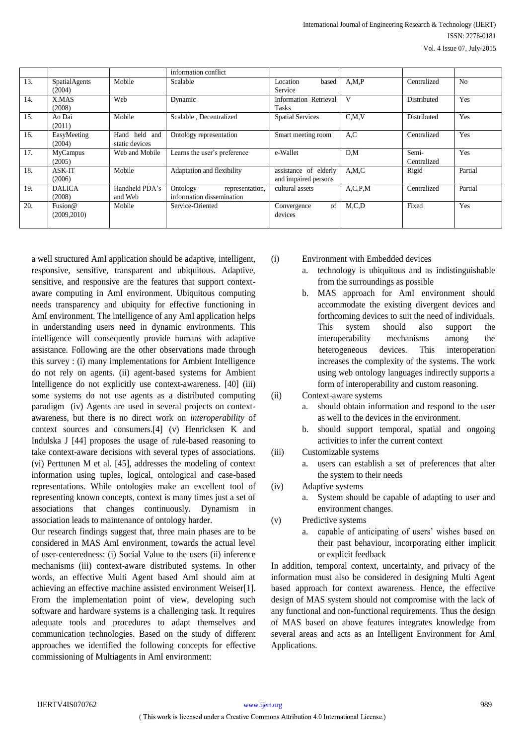| | | | | | | | |
|---|---|---|---|---|---|---|---|
| | | | information conflict | | | | |
| 13. | SpatialAgents (2004) | Mobile | Scalable | Location based Service | A,M,P | Centralized | No |
| 14. | X.MAS (2008) | Web | Dynamic | Information Retrieval Tasks | V | Distributed | Yes |
| 15. | Ao Dai (2011) | Mobile | Scalable , Decentralized | Spatial Services | C,M,V | Distributed | Yes |
| 16. | EasyMeeting (2004) | Hand held and static devices | Ontology representation | Smart meeting room | A,C | Centralized | Yes |
| 17. | MyCampus (2005) | Web and Mobile | Learns the user's preference | e-Wallet | D,M | Semi-Centralized | Yes |
| 18. | ASK-IT (2006) | Mobile | Adaptation and flexibility | assistance of elderly and impaired persons | A,M,C | Rigid | Partial |
| 19. | DALICA (2008) | Handheld PDA's and Web | Ontology representation, information dissemination | cultural assets | A,C,P,M | Centralized | Partial |
| 20. | Fusion@ (2009,2010) | Mobile | Service-Oriented | Convergence of devices | M,C,D | Fixed | Yes |

a well structured AmI application should be adaptive, intelligent, responsive, sensitive, transparent and ubiquitous. Adaptive, sensitive, and responsive are the features that support context-aware computing in AmI environment. Ubiquitous computing needs transparency and ubiquity for effective functioning in AmI environment. The intelligence of any AmI application helps in understanding users need in dynamic environments. This intelligence will consequently provide humans with adaptive assistance. Following are the other observations made through this survey : (i) many implementations for Ambient Intelligence do not rely on agents. (ii) agent-based systems for Ambient Intelligence do not explicitly use context-awareness. [40] (iii) some systems do not use agents as a distributed computing paradigm (iv) Agents are used in several projects on context-awareness, but there is no direct work on *interoperability* of context sources and consumers.[4] (v) Henricksen K and Indulska J [44] proposes the usage of rule-based reasoning to take context-aware decisions with several types of associations. (vi) Perttunen M et al. [45], addresses the modeling of context information using tuples, logical, ontological and case-based representations. While ontologies make an excellent tool of representing known concepts, context is many times just a set of associations that changes continuously. Dynamism in association leads to maintenance of ontology harder.

Our research findings suggest that, three main phases are to be considered in MAS AmI environment, towards the actual level of user-centeredness: (i) Social Value to the users (ii) inference mechanisms (iii) context-aware distributed systems. In other words, an effective Multi Agent based AmI should aim at achieving an effective machine assisted environment Weiser[1]. From the implementation point of view, developing such software and hardware systems is a challenging task. It requires adequate tools and procedures to adapt themselves and communication technologies. Based on the study of different approaches we identified the following concepts for effective commissioning of Multiagents in AmI environment:

(i) Environment with Embedded devices
   a. technology is ubiquitous and as indistinguishable from the surroundings as possible
   b. MAS approach for AmI environment should accommodate the existing divergent devices and forthcoming devices to suit the need of individuals. This system should also support the interoperability mechanisms among the heterogeneous devices. This interoperation increases the complexity of the systems. The work using web ontology languages indirectly supports a form of interoperability and custom reasoning.

(ii) Context-aware systems
   a. should obtain information and respond to the user as well to the devices in the environment.
   b. should support temporal, spatial and ongoing activities to infer the current context

(iii) Customizable systems
   a. users can establish a set of preferences that alter the system to their needs

(iv) Adaptive systems
   a. System should be capable of adapting to user and environment changes.

(v) Predictive systems
   a. capable of anticipating of users' wishes based on their past behaviour, incorporating either implicit or explicit feedback

In addition, temporal context, uncertainty, and privacy of the information must also be considered in designing Multi Agent based approach for context awareness. Hence, the effective design of MAS system should not compromise with the lack of any functional and non-functional requirements. Thus the design of MAS based on above features integrates knowledge from several areas and acts as an Intelligent Environment for AmI Applications.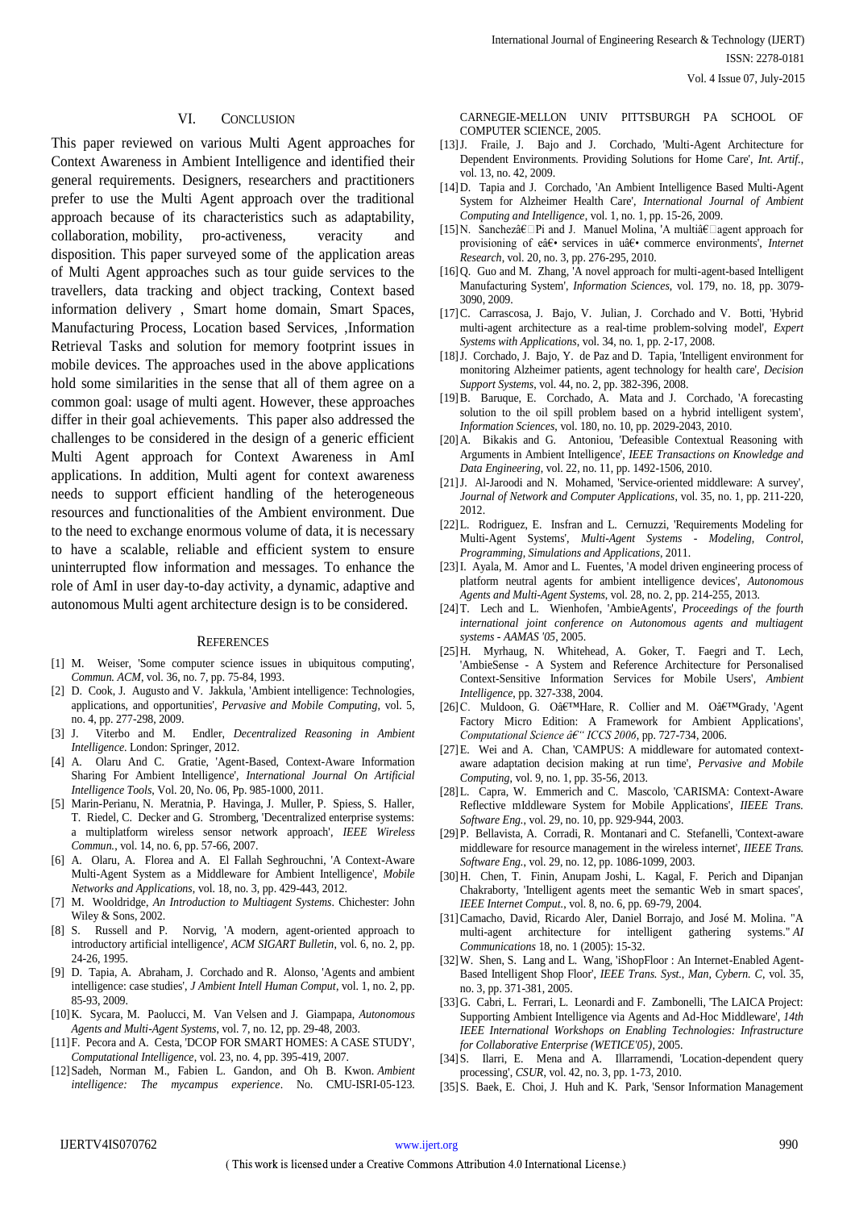## VI. CONCLUSION

This paper reviewed on various Multi Agent approaches for Context Awareness in Ambient Intelligence and identified their general requirements. Designers, researchers and practitioners prefer to use the Multi Agent approach over the traditional approach because of its characteristics such as adaptability, collaboration, mobility, pro-activeness, veracity and disposition. This paper surveyed some of the application areas of Multi Agent approaches such as tour guide services to the travellers, data tracking and object tracking, Context based information delivery , Smart home domain, Smart Spaces, Manufacturing Process, Location based Services, ,Information Retrieval Tasks and solution for memory footprint issues in mobile devices. The approaches used in the above applications hold some similarities in the sense that all of them agree on a common goal: usage of multi agent. However, these approaches differ in their goal achievements. This paper also addressed the challenges to be considered in the design of a generic efficient Multi Agent approach for Context Awareness in AmI applications. In addition, Multi agent for context awareness needs to support efficient handling of the heterogeneous resources and functionalities of the Ambient environment. Due to the need to exchange enormous volume of data, it is necessary to have a scalable, reliable and efficient system to ensure uninterrupted flow information and messages. To enhance the role of AmI in user day-to-day activity, a dynamic, adaptive and autonomous Multi agent architecture design is to be considered.

## REFERENCES

[1] M. Weiser, 'Some computer science issues in ubiquitous computing', *Commun. ACM*, vol. 36, no. 7, pp. 75-84, 1993.

[2] D. Cook, J. Augusto and V. Jakkula, 'Ambient intelligence: Technologies, applications, and opportunities', *Pervasive and Mobile Computing*, vol. 5, no. 4, pp. 277-298, 2009.

[3] J. Viterbo and M. Endler, *Decentralized Reasoning in Ambient Intelligence*. London: Springer, 2012.

[4] A. Olaru And C. Gratie, 'Agent-Based, Context-Aware Information Sharing For Ambient Intelligence', *International Journal On Artificial Intelligence Tools*, Vol. 20, No. 06, Pp. 985-1000, 2011.

[5] Marin-Perianu, N. Meratnia, P. Havinga, J. Muller, P. Spiess, S. Haller, T. Riedel, C. Decker and G. Stromberg, 'Decentralized enterprise systems: a multiplatform wireless sensor network approach', *IEEE Wireless Commun.*, vol. 14, no. 6, pp. 57-66, 2007.

[6] A. Olaru, A. Florea and A. El Fallah Seghrouchni, 'A Context-Aware Multi-Agent System as a Middleware for Ambient Intelligence', *Mobile Networks and Applications*, vol. 18, no. 3, pp. 429-443, 2012.

[7] M. Wooldridge, *An Introduction to Multiagent Systems*. Chichester: John Wiley & Sons, 2002.

[8] S. Russell and P. Norvig, 'A modern, agent-oriented approach to introductory artificial intelligence', *ACM SIGART Bulletin*, vol. 6, no. 2, pp. 24-26, 1995.

[9] D. Tapia, A. Abraham, J. Corchado and R. Alonso, 'Agents and ambient intelligence: case studies', *J Ambient Intell Human Comput*, vol. 1, no. 2, pp. 85-93, 2009.

[10] K. Sycara, M. Paolucci, M. Van Velsen and J. Giampapa, *Autonomous Agents and Multi-Agent Systems*, vol. 7, no. 12, pp. 29-48, 2003.

[11] F. Pecora and A. Cesta, 'DCOP FOR SMART HOMES: A CASE STUDY', *Computational Intelligence*, vol. 23, no. 4, pp. 395-419, 2007.

[12] Sadeh, Norman M., Fabien L. Gandon, and Oh B. Kwon. *Ambient intelligence: The mycampus experience*. No. CMU-ISRI-05-123. CARNEGIE-MELLON UNIV PITTSBURGH PA SCHOOL OF COMPUTER SCIENCE, 2005.

[13] J. Fraile, J. Bajo and J. Corchado, 'Multi-Agent Architecture for Dependent Environments. Providing Solutions for Home Care', *Int. Artif.*, vol. 13, no. 42, 2009.

[14] D. Tapia and J. Corchado, 'An Ambient Intelligence Based Multi-Agent System for Alzheimer Health Care', *International Journal of Ambient Computing and Intelligence*, vol. 1, no. 1, pp. 15-26, 2009.

[15] N. Sanchezâ€Pi and J. Manuel Molina, 'A multiâ€agent approach for provisioning of eâ€• services in uâ€• commerce environments', *Internet Research*, vol. 20, no. 3, pp. 276-295, 2010.

[16] Q. Guo and M. Zhang, 'A novel approach for multi-agent-based Intelligent Manufacturing System', *Information Sciences*, vol. 179, no. 18, pp. 3079-3090, 2009.

[17] C. Carrascosa, J. Bajo, V. Julian, J. Corchado and V. Botti, 'Hybrid multi-agent architecture as a real-time problem-solving model', *Expert Systems with Applications*, vol. 34, no. 1, pp. 2-17, 2008.

[18] J. Corchado, J. Bajo, Y. de Paz and D. Tapia, 'Intelligent environment for monitoring Alzheimer patients, agent technology for health care', *Decision Support Systems*, vol. 44, no. 2, pp. 382-396, 2008.

[19] B. Baruque, E. Corchado, A. Mata and J. Corchado, 'A forecasting solution to the oil spill problem based on a hybrid intelligent system', *Information Sciences*, vol. 180, no. 10, pp. 2029-2043, 2010.

[20] A. Bikakis and G. Antoniou, 'Defeasible Contextual Reasoning with Arguments in Ambient Intelligence', *IEEE Transactions on Knowledge and Data Engineering*, vol. 22, no. 11, pp. 1492-1506, 2010.

[21] J. Al-Jaroodi and N. Mohamed, 'Service-oriented middleware: A survey', *Journal of Network and Computer Applications*, vol. 35, no. 1, pp. 211-220, 2012.

[22] L. Rodriguez, E. Insfran and L. Cernuzzi, 'Requirements Modeling for Multi-Agent Systems', *Multi-Agent Systems - Modeling, Control, Programming, Simulations and Applications*, 2011.

[23] I. Ayala, M. Amor and L. Fuentes, 'A model driven engineering process of platform neutral agents for ambient intelligence devices', *Autonomous Agents and Multi-Agent Systems*, vol. 28, no. 2, pp. 214-255, 2013.

[24] T. Lech and L. Wienhofen, 'AmbieAgents', *Proceedings of the fourth international joint conference on Autonomous agents and multiagent systems - AAMAS '05*, 2005.

[25] H. Myrhaug, N. Whitehead, A. Goker, T. Faegri and T. Lech, 'AmbieSense - A System and Reference Architecture for Personalised Context-Sensitive Information Services for Mobile Users', *Ambient Intelligence*, pp. 327-338, 2004.

[26] C. Muldoon, G. Oâ€™Hare, R. Collier and M. Oâ€™Grady, 'Agent Factory Micro Edition: A Framework for Ambient Applications', *Computational Science â€" ICCS 2006*, pp. 727-734, 2006.

[27] E. Wei and A. Chan, 'CAMPUS: A middleware for automated context-aware adaptation decision making at run time', *Pervasive and Mobile Computing*, vol. 9, no. 1, pp. 35-56, 2013.

[28] L. Capra, W. Emmerich and C. Mascolo, 'CARISMA: Context-Aware Reflective mIddleware System for Mobile Applications', *IIEEE Trans. Software Eng.*, vol. 29, no. 10, pp. 929-944, 2003.

[29] P. Bellavista, A. Corradi, R. Montanari and C. Stefanelli, 'Context-aware middleware for resource management in the wireless internet', *IIEEE Trans. Software Eng.*, vol. 29, no. 12, pp. 1086-1099, 2003.

[30] H. Chen, T. Finin, Anupam Joshi, L. Kagal, F. Perich and Dipanjan Chakraborty, 'Intelligent agents meet the semantic Web in smart spaces', *IEEE Internet Comput.*, vol. 8, no. 6, pp. 69-79, 2004.

[31] Camacho, David, Ricardo Aler, Daniel Borrajo, and José M. Molina. "A multi-agent architecture for intelligent gathering systems." *AI Communications* 18, no. 1 (2005): 15-32.

[32] W. Shen, S. Lang and L. Wang, 'iShopFloor : An Internet-Enabled Agent-Based Intelligent Shop Floor', *IEEE Trans. Syst., Man, Cybern. C*, vol. 35, no. 3, pp. 371-381, 2005.

[33] G. Cabri, L. Ferrari, L. Leonardi and F. Zambonelli, 'The LAICA Project: Supporting Ambient Intelligence via Agents and Ad-Hoc Middleware', *14th IEEE International Workshops on Enabling Technologies: Infrastructure for Collaborative Enterprise (WETICE'05)*, 2005.

[34] S. Ilarri, E. Mena and A. Illarramendi, 'Location-dependent query processing', *CSUR*, vol. 42, no. 3, pp. 1-73, 2010.

[35] S. Baek, E. Choi, J. Huh and K. Park, 'Sensor Information Management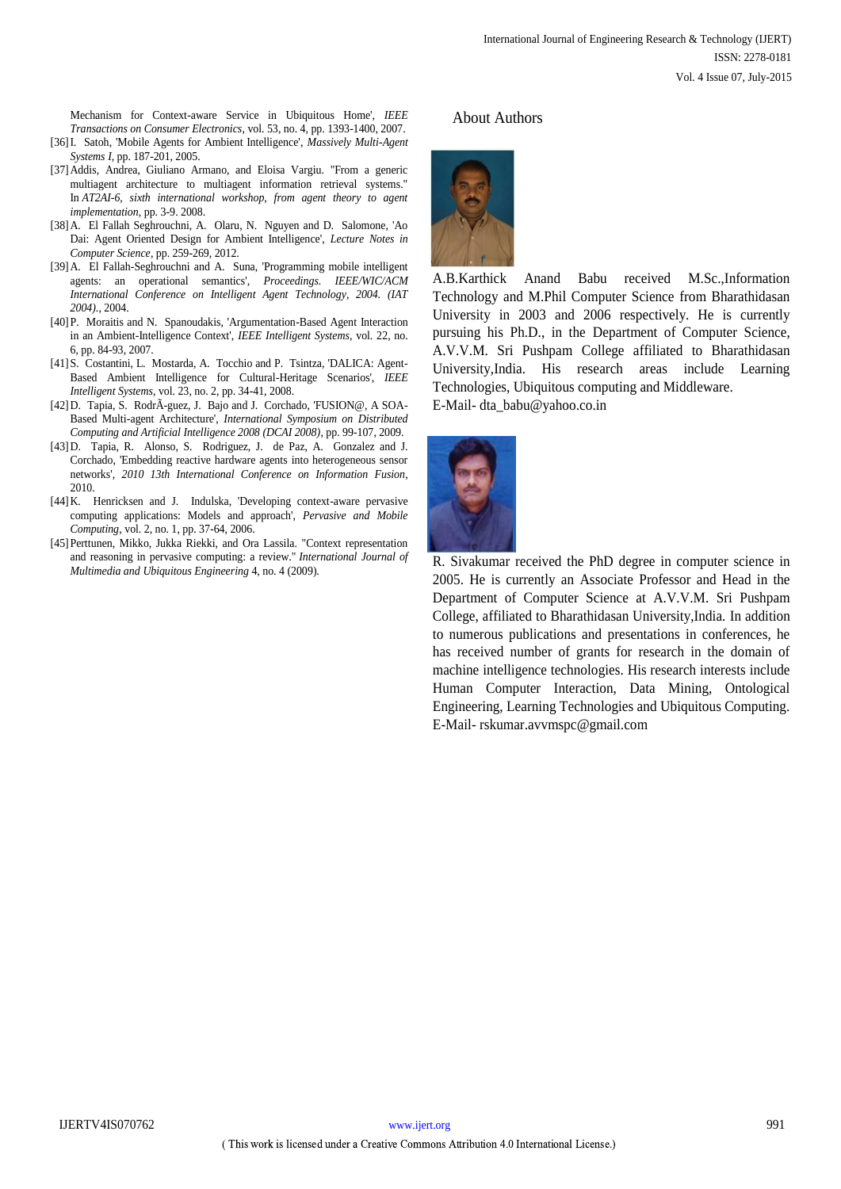Mechanism for Context-aware Service in Ubiquitous Home', *IEEE Transactions on Consumer Electronics*, vol. 53, no. 4, pp. 1393-1400, 2007.

[36] I. Satoh, 'Mobile Agents for Ambient Intelligence', *Massively Multi-Agent Systems I*, pp. 187-201, 2005.

[37] Addis, Andrea, Giuliano Armano, and Eloisa Vargiu. "From a generic multiagent architecture to multiagent information retrieval systems." In *AT2AI-6, sixth international workshop, from agent theory to agent implementation*, pp. 3-9. 2008.

[38] A. El Fallah Seghrouchni, A. Olaru, N. Nguyen and D. Salomone, 'Ao Dai: Agent Oriented Design for Ambient Intelligence', *Lecture Notes in Computer Science*, pp. 259-269, 2012.

[39] A. El Fallah-Seghrouchni and A. Suna, 'Programming mobile intelligent agents: an operational semantics', *Proceedings. IEEE/WIC/ACM International Conference on Intelligent Agent Technology, 2004. (IAT 2004).*, 2004.

[40] P. Moraitis and N. Spanoudakis, 'Argumentation-Based Agent Interaction in an Ambient-Intelligence Context', *IEEE Intelligent Systems*, vol. 22, no. 6, pp. 84-93, 2007.

[41] S. Costantini, L. Mostarda, A. Tocchio and P. Tsintza, 'DALICA: Agent-Based Ambient Intelligence for Cultural-Heritage Scenarios', *IEEE Intelligent Systems*, vol. 23, no. 2, pp. 34-41, 2008.

[42] D. Tapia, S. RodrÃ-guez, J. Bajo and J. Corchado, 'FUSION@, A SOA-Based Multi-agent Architecture', *International Symposium on Distributed Computing and Artificial Intelligence 2008 (DCAI 2008)*, pp. 99-107, 2009.

[43] D. Tapia, R. Alonso, S. Rodriguez, J. de Paz, A. Gonzalez and J. Corchado, 'Embedding reactive hardware agents into heterogeneous sensor networks', *2010 13th International Conference on Information Fusion*, 2010.

[44] K. Henricksen and J. Indulska, 'Developing context-aware pervasive computing applications: Models and approach', *Pervasive and Mobile Computing*, vol. 2, no. 1, pp. 37-64, 2006.

[45] Perttunen, Mikko, Jukka Riekki, and Ora Lassila. "Context representation and reasoning in pervasive computing: a review." *International Journal of Multimedia and Ubiquitous Engineering* 4, no. 4 (2009).

## About Authors

A.B.Karthick Anand Babu received M.Sc.,Information Technology and M.Phil Computer Science from Bharathidasan University in 2003 and 2006 respectively. He is currently pursuing his Ph.D., in the Department of Computer Science, A.V.V.M. Sri Pushpam College affiliated to Bharathidasan University,India. His research areas include Learning Technologies, Ubiquitous computing and Middleware.
E-Mail- dta_babu@yahoo.co.in

R. Sivakumar received the PhD degree in computer science in 2005. He is currently an Associate Professor and Head in the Department of Computer Science at A.V.V.M. Sri Pushpam College, affiliated to Bharathidasan University,India. In addition to numerous publications and presentations in conferences, he has received number of grants for research in the domain of machine intelligence technologies. His research interests include Human Computer Interaction, Data Mining, Ontological Engineering, Learning Technologies and Ubiquitous Computing.
E-Mail- rskumar.avvmspc@gmail.com